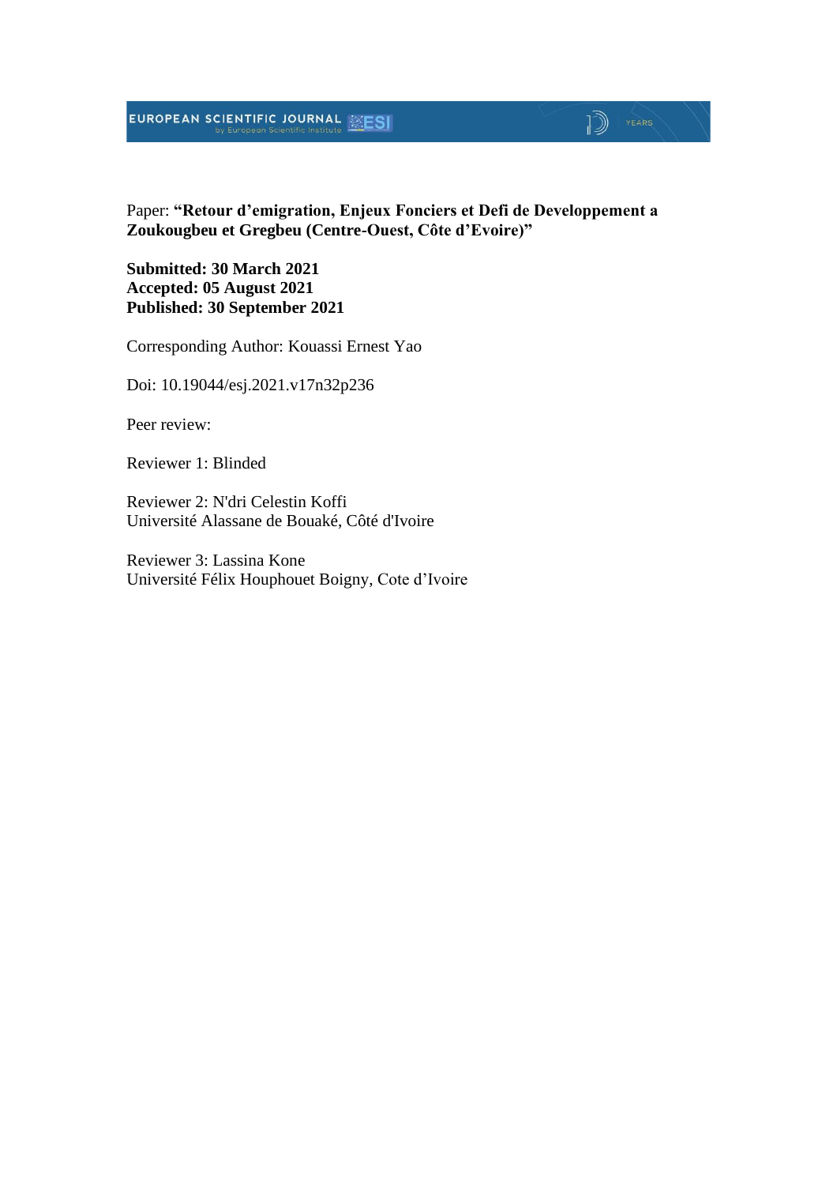Paper: **“Retour d’emigration, Enjeux Fonciers et Defi de Developpement a Zoukougbeu et Gregbeu (Centre-Ouest, Côte d’Evoire)”**

**Submitted: 30 March 2021**
**Accepted: 05 August 2021**
**Published: 30 September 2021**

Corresponding Author: Kouassi Ernest Yao

Doi: 10.19044/esj.2021.v17n32p236

Peer review:

Reviewer 1: Blinded

Reviewer 2: N'dri Celestin Koffi
Université Alassane de Bouaké, Côté d'Ivoire

Reviewer 3: Lassina Kone
Université Félix Houphouet Boigny, Cote d’Ivoire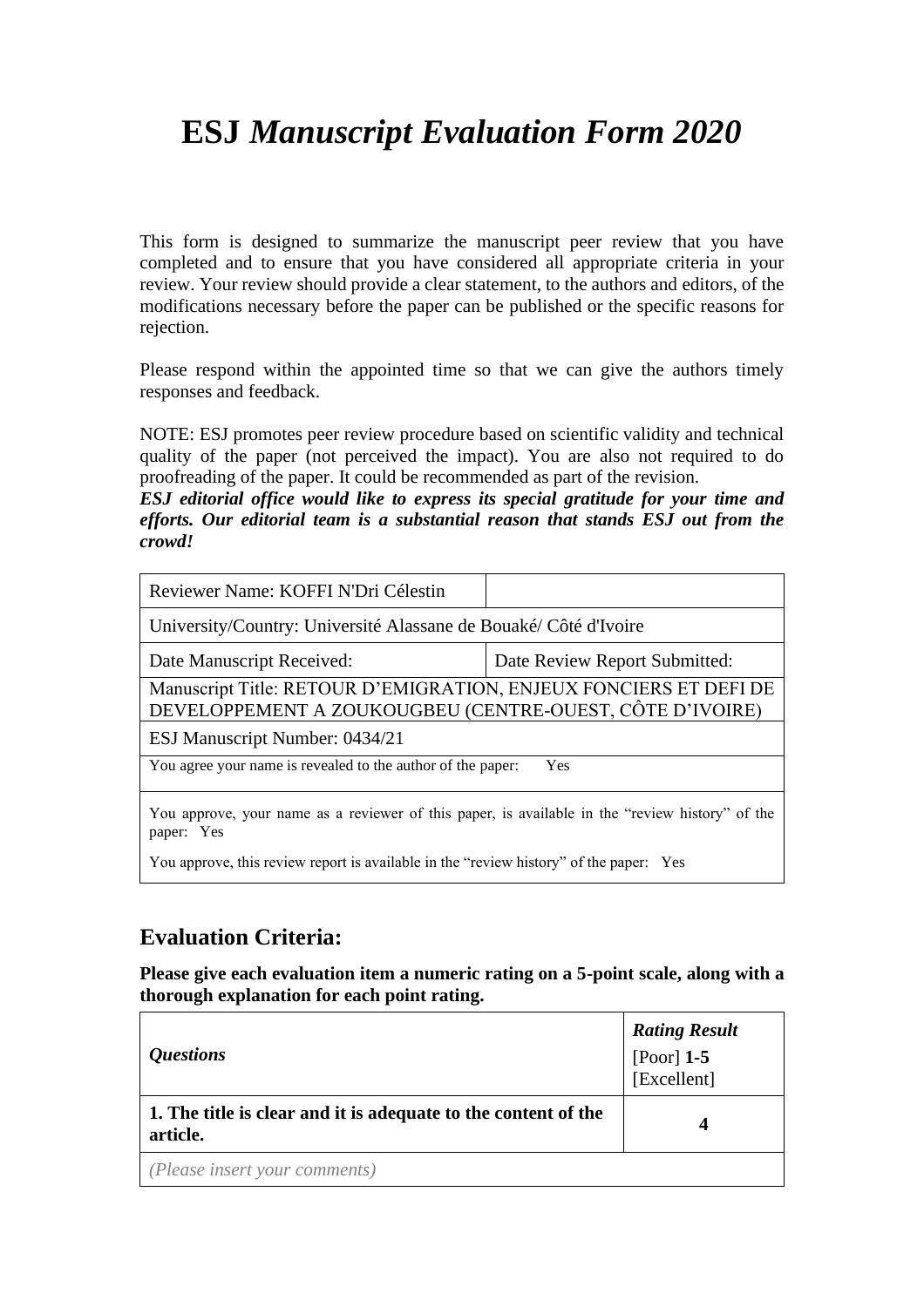# ESJ *Manuscript Evaluation Form 2020*

This form is designed to summarize the manuscript peer review that you have completed and to ensure that you have considered all appropriate criteria in your review. Your review should provide a clear statement, to the authors and editors, of the modifications necessary before the paper can be published or the specific reasons for rejection.

Please respond within the appointed time so that we can give the authors timely responses and feedback.

NOTE: ESJ promotes peer review procedure based on scientific validity and technical quality of the paper (not perceived the impact). You are also not required to do proofreading of the paper. It could be recommended as part of the revision.
***ESJ editorial office would like to express its special gratitude for your time and efforts. Our editorial team is a substantial reason that stands ESJ out from the crowd!***

| Reviewer Name: KOFFI N'Dri Célestin | |
|---|---|
| University/Country: Université Alassane de Bouaké/ Côté d'Ivoire | |
| Date Manuscript Received: | Date Review Report Submitted: |
| Manuscript Title: RETOUR D'EMIGRATION, ENJEUX FONCIERS ET DEFI DE DEVELOPPEMENT A ZOUKOUGBEU (CENTRE-OUEST, CÔTE D'IVOIRE) | |
| ESJ Manuscript Number: 0434/21 | |
| You agree your name is revealed to the author of the paper: Yes | |
| You approve, your name as a reviewer of this paper, is available in the "review history" of the paper: Yes<br>You approve, this review report is available in the "review history" of the paper: Yes | |

## Evaluation Criteria:

**Please give each evaluation item a numeric rating on a 5-point scale, along with a thorough explanation for each point rating.**

| *Questions* | ***Rating Result*** [Poor] **1-5** [Excellent] |
|---|---|
| **1. The title is clear and it is adequate to the content of the article.** | **4** |
| *(Please insert your comments)* | |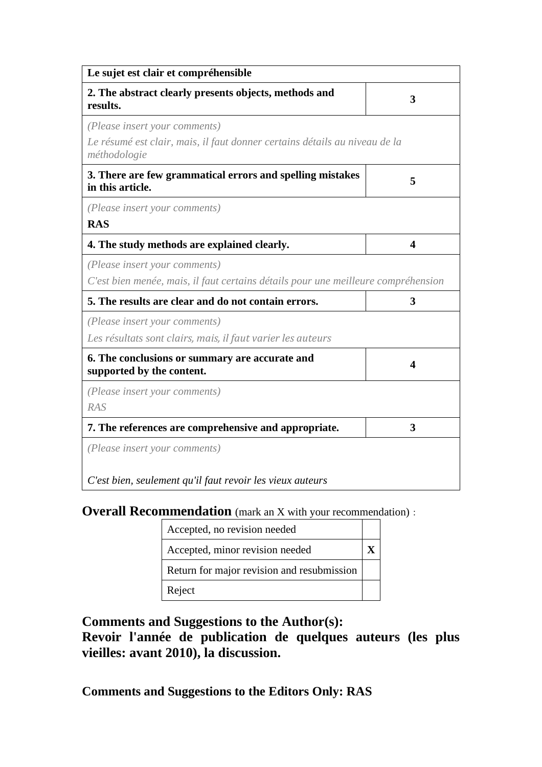| Le sujet est clair et compréhensible | |
|---|---|
| **2. The abstract clearly presents objects, methods and results.** | **3** |
| *(Please insert your comments)*<br>*Le résumé est clair, mais, il faut donner certains détails au niveau de la méthodologie* | |
| **3. There are few grammatical errors and spelling mistakes in this article.** | **5** |
| *(Please insert your comments)*<br>**RAS** | |
| **4. The study methods are explained clearly.** | **4** |
| *(Please insert your comments)*<br>*C'est bien menée, mais, il faut certains détails pour une meilleure compréhension* | |
| **5. The results are clear and do not contain errors.** | **3** |
| *(Please insert your comments)*<br>*Les résultats sont clairs, mais, il faut varier les auteurs* | |
| **6. The conclusions or summary are accurate and supported by the content.** | **4** |
| *(Please insert your comments)*<br>*RAS* | |
| **7. The references are comprehensive and appropriate.** | **3** |
| *(Please insert your comments)*<br><br>*C'est bien, seulement qu'il faut revoir les vieux auteurs* | |

**Overall Recommendation** (mark an X with your recommendation) :

| | |
|---|---|
| Accepted, no revision needed | |
| Accepted, minor revision needed | **X** |
| Return for major revision and resubmission | |
| Reject | |

**Comments and Suggestions to the Author(s):**
**Revoir l'année de publication de quelques auteurs (les plus vieilles: avant 2010), la discussion.**

**Comments and Suggestions to the Editors Only: RAS**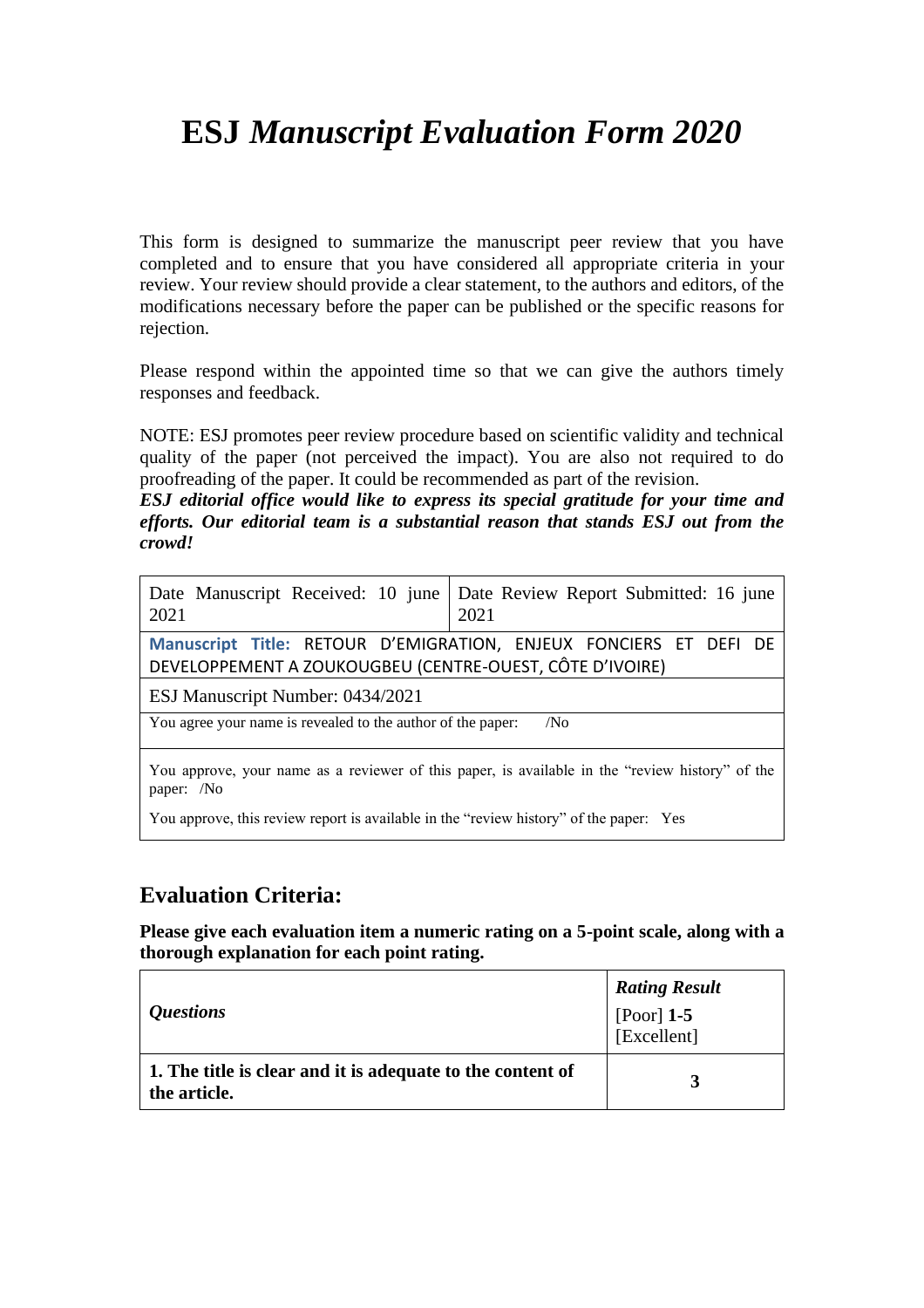# ESJ *Manuscript Evaluation Form 2020*

This form is designed to summarize the manuscript peer review that you have completed and to ensure that you have considered all appropriate criteria in your review. Your review should provide a clear statement, to the authors and editors, of the modifications necessary before the paper can be published or the specific reasons for rejection.

Please respond within the appointed time so that we can give the authors timely responses and feedback.

NOTE: ESJ promotes peer review procedure based on scientific validity and technical quality of the paper (not perceived the impact). You are also not required to do proofreading of the paper. It could be recommended as part of the revision.
***ESJ editorial office would like to express its special gratitude for your time and efforts. Our editorial team is a substantial reason that stands ESJ out from the crowd!***

| Date Manuscript Received: 10 june 2021 | Date Review Report Submitted: 16 june 2021 |
|---|---|
| **Manuscript Title:** RETOUR D'EMIGRATION, ENJEUX FONCIERS ET DEFI DE DEVELOPPEMENT A ZOUKOUGBEU (CENTRE-OUEST, CÔTE D'IVOIRE) | |
| ESJ Manuscript Number: 0434/2021 | |
| You agree your name is revealed to the author of the paper: /No | |
| You approve, your name as a reviewer of this paper, is available in the "review history" of the paper: /No<br>You approve, this review report is available in the "review history" of the paper: Yes | |

## Evaluation Criteria:

**Please give each evaluation item a numeric rating on a 5-point scale, along with a thorough explanation for each point rating.**

| *Questions* | ***Rating Result*** [Poor] **1-5** [Excellent] |
|---|---|
| **1. The title is clear and it is adequate to the content of the article.** | **3** |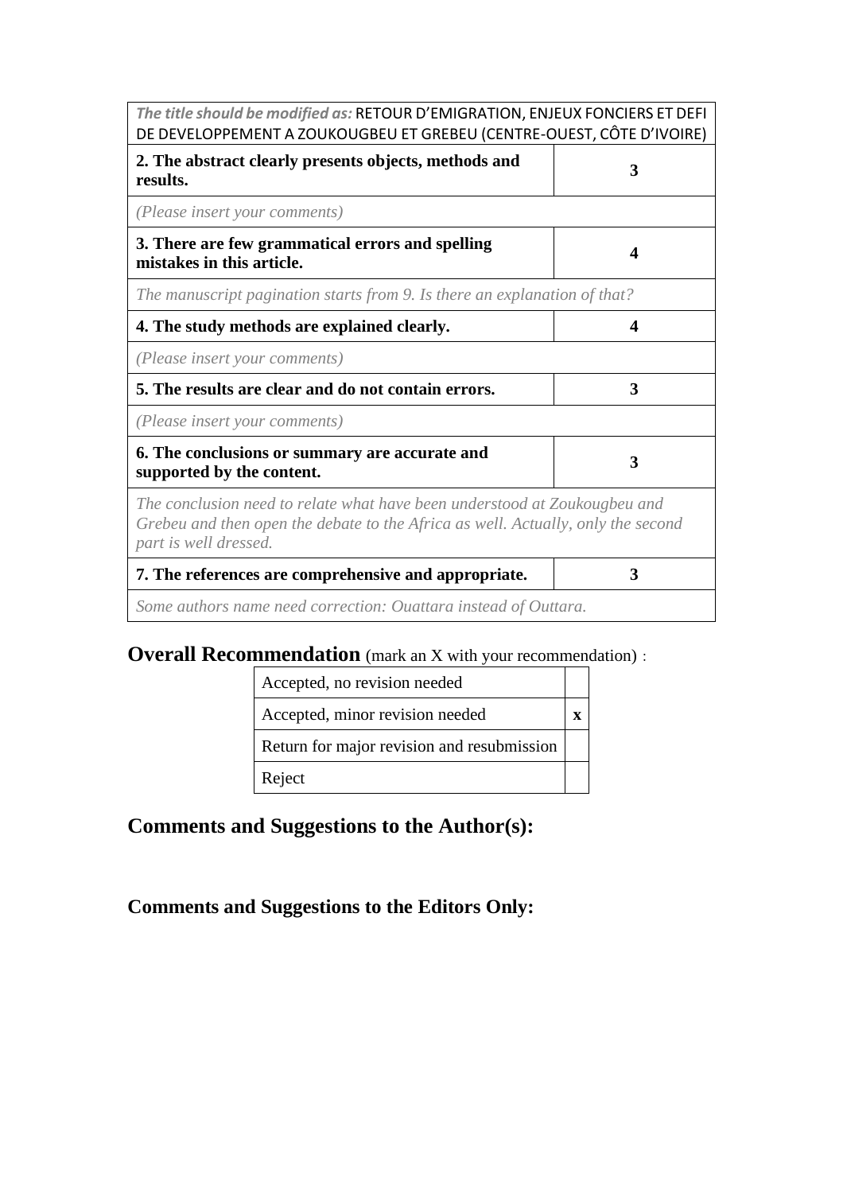| *The title should be modified as:* RETOUR D'EMIGRATION, ENJEUX FONCIERS ET DEFI DE DEVELOPPEMENT A ZOUKOUGBEU ET GREBEU (CENTRE-OUEST, CÔTE D'IVOIRE) | |
|---|---|
| **2. The abstract clearly presents objects, methods and results.** | **3** |
| *(Please insert your comments)* | |
| **3. There are few grammatical errors and spelling mistakes in this article.** | **4** |
| *The manuscript pagination starts from 9. Is there an explanation of that?* | |
| **4. The study methods are explained clearly.** | **4** |
| *(Please insert your comments)* | |
| **5. The results are clear and do not contain errors.** | **3** |
| *(Please insert your comments)* | |
| **6. The conclusions or summary are accurate and supported by the content.** | **3** |
| *The conclusion need to relate what have been understood at Zoukougbeu and Grebeu and then open the debate to the Africa as well. Actually, only the second part is well dressed.* | |
| **7. The references are comprehensive and appropriate.** | **3** |
| *Some authors name need correction: Ouattara instead of Outtara.* | |

## Overall Recommendation (mark an X with your recommendation) :

| Recommendation | |
|---|---|
| Accepted, no revision needed | |
| Accepted, minor revision needed | **x** |
| Return for major revision and resubmission | |
| Reject | |

## Comments and Suggestions to the Author(s):

## Comments and Suggestions to the Editors Only: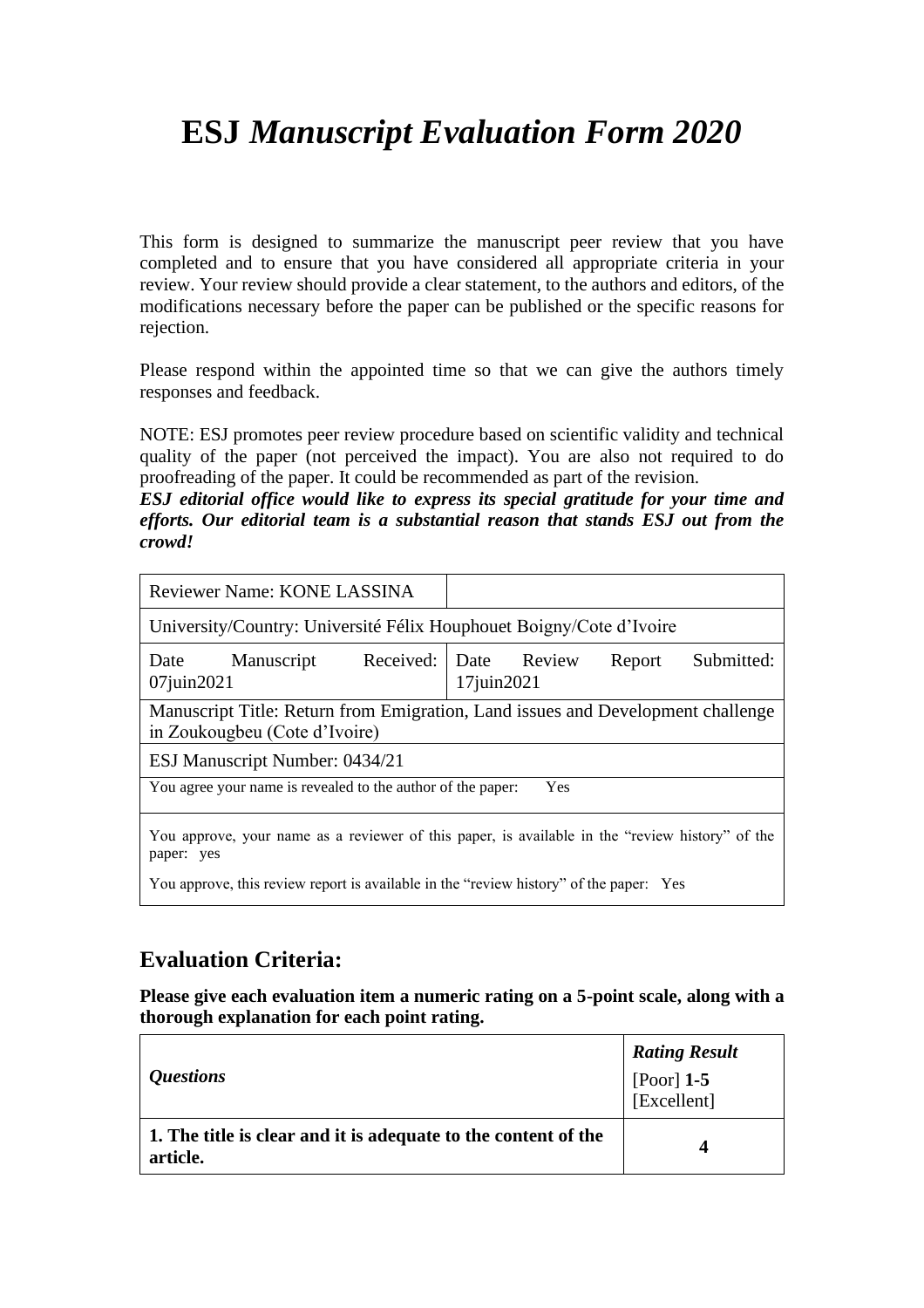# ESJ *Manuscript Evaluation Form 2020*

This form is designed to summarize the manuscript peer review that you have completed and to ensure that you have considered all appropriate criteria in your review. Your review should provide a clear statement, to the authors and editors, of the modifications necessary before the paper can be published or the specific reasons for rejection.

Please respond within the appointed time so that we can give the authors timely responses and feedback.

NOTE: ESJ promotes peer review procedure based on scientific validity and technical quality of the paper (not perceived the impact). You are also not required to do proofreading of the paper. It could be recommended as part of the revision.

***ESJ editorial office would like to express its special gratitude for your time and efforts. Our editorial team is a substantial reason that stands ESJ out from the crowd!***

| Reviewer Name: KONE LASSINA | |
|---|---|
| University/Country: Université Félix Houphouet Boigny/Cote d'Ivoire | |
| Date Manuscript Received: 07juin2021 | Date Review Report Submitted: 17juin2021 |
| Manuscript Title: Return from Emigration, Land issues and Development challenge in Zoukougbeu (Cote d'Ivoire) | |
| ESJ Manuscript Number: 0434/21 | |
| You agree your name is revealed to the author of the paper: Yes | |
| You approve, your name as a reviewer of this paper, is available in the "review history" of the paper: yes<br>You approve, this review report is available in the "review history" of the paper: Yes | |

## Evaluation Criteria:

**Please give each evaluation item a numeric rating on a 5-point scale, along with a thorough explanation for each point rating.**

| *Questions* | ***Rating Result***<br>[Poor] **1-5** [Excellent] |
|---|---|
| **1. The title is clear and it is adequate to the content of the article.** | **4** |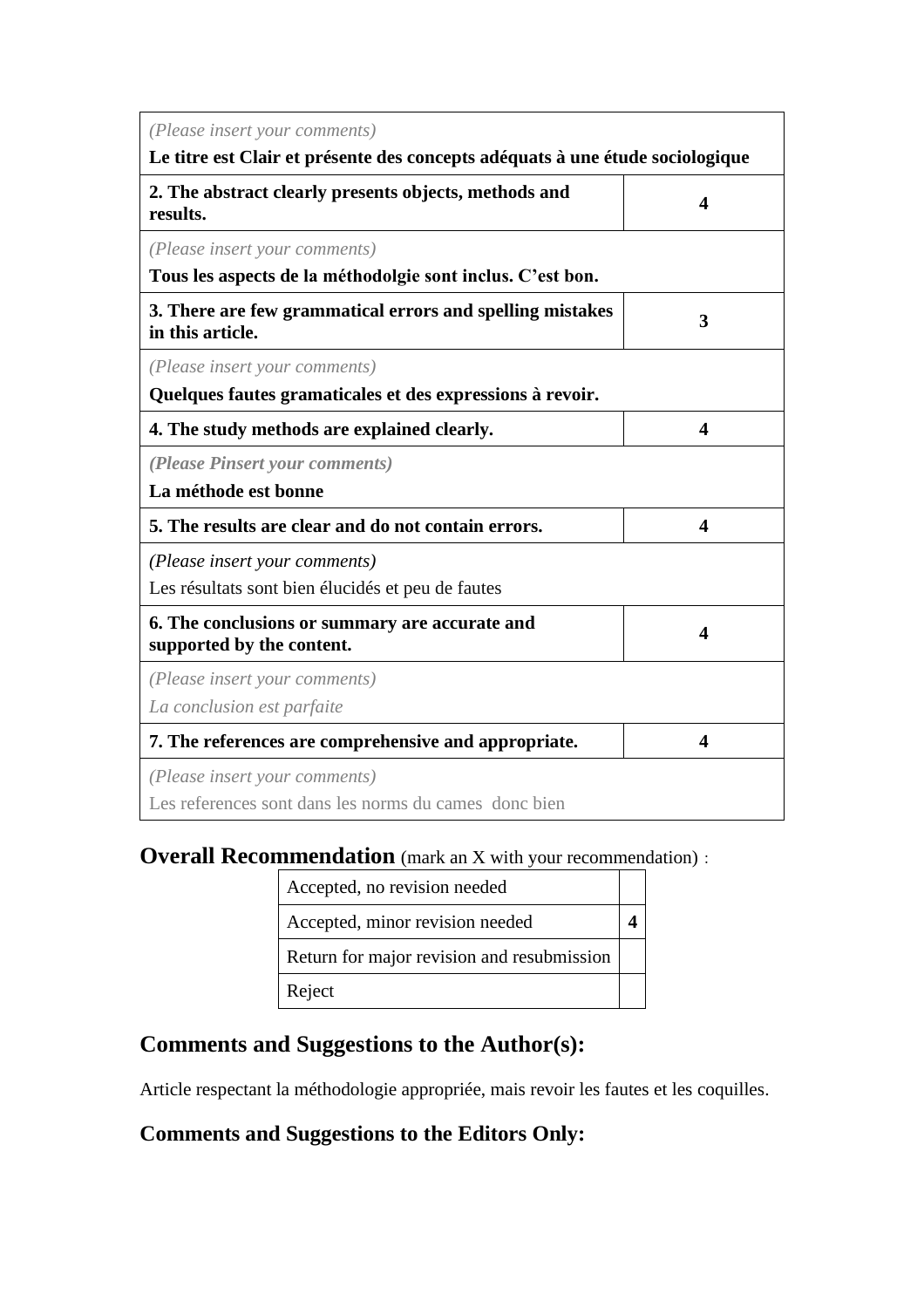| | |
|---|---|
| *(Please insert your comments)*<br>**Le titre est Clair et présente des concepts adéquats à une étude sociologique** | |
| **2. The abstract clearly presents objects, methods and results.** | **4** |
| *(Please insert your comments)*<br>**Tous les aspects de la méthodolgie sont inclus. C'est bon.** | |
| **3. There are few grammatical errors and spelling mistakes in this article.** | **3** |
| *(Please insert your comments)*<br>**Quelques fautes gramaticales et des expressions à revoir.** | |
| **4. The study methods are explained clearly.** | **4** |
| ***(Please Pinsert your comments)***<br>**La méthode est bonne** | |
| **5. The results are clear and do not contain errors.** | **4** |
| *(Please insert your comments)*<br>Les résultats sont bien élucidés et peu de fautes | |
| **6. The conclusions or summary are accurate and supported by the content.** | **4** |
| *(Please insert your comments)*<br>*La conclusion est parfaite* | |
| **7. The references are comprehensive and appropriate.** | **4** |
| *(Please insert your comments)*<br>Les references sont dans les norms du cames donc bien | |

## Overall Recommendation (mark an X with your recommendation) :

| | |
|---|---|
| Accepted, no revision needed | |
| Accepted, minor revision needed | **4** |
| Return for major revision and resubmission | |
| Reject | |

## Comments and Suggestions to the Author(s):

Article respectant la méthodologie appropriée, mais revoir les fautes et les coquilles.

## Comments and Suggestions to the Editors Only: